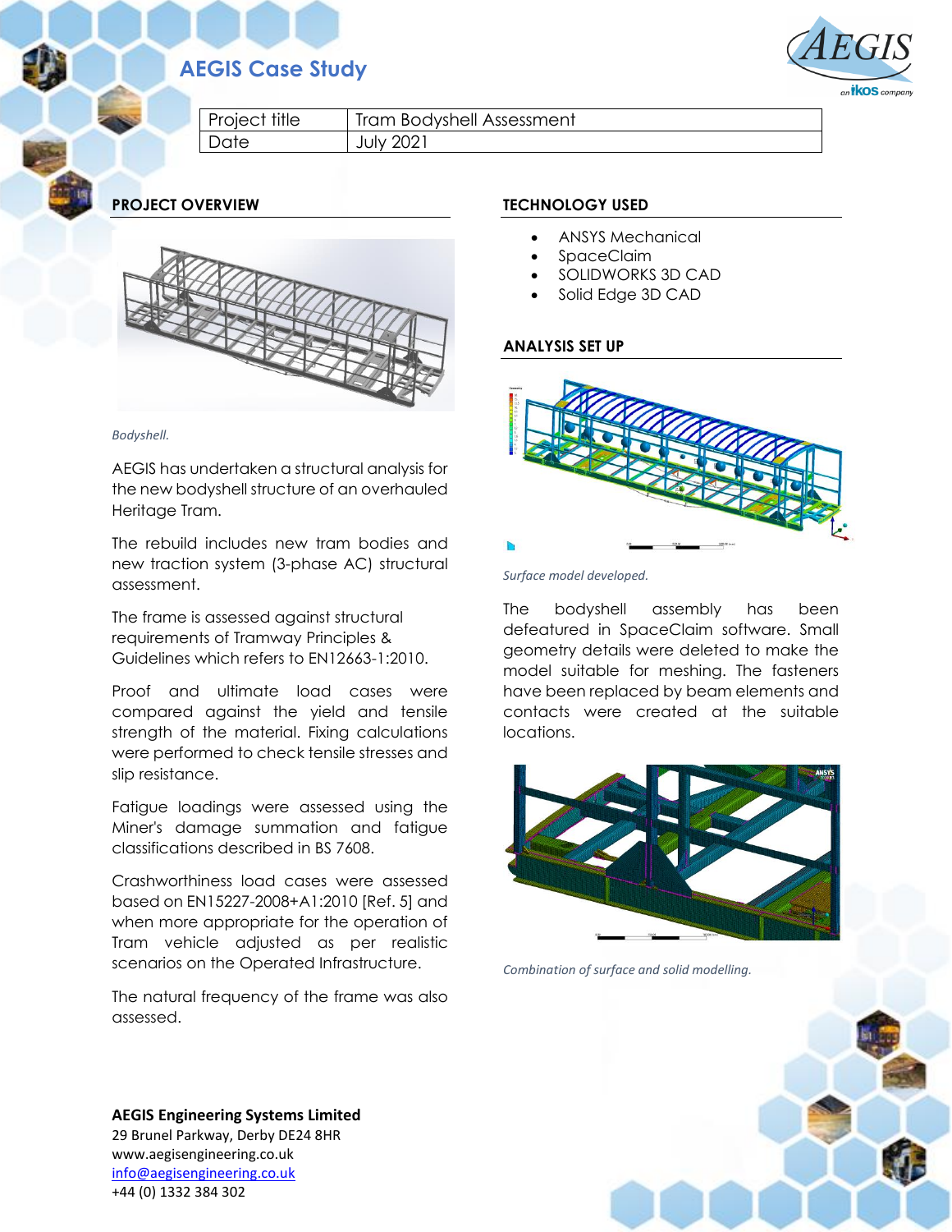# AEGIS Case Study

| Project title | Tram Bodyshell Assessment |
|---|---|
| Date | July 2021 |

## PROJECT OVERVIEW

*Bodyshell.*

AEGIS has undertaken a structural analysis for the new bodyshell structure of an overhauled Heritage Tram.

The rebuild includes new tram bodies and new traction system (3-phase AC) structural assessment.

The frame is assessed against structural requirements of Tramway Principles & Guidelines which refers to EN12663-1:2010.

Proof and ultimate load cases were compared against the yield and tensile strength of the material. Fixing calculations were performed to check tensile stresses and slip resistance.

Fatigue loadings were assessed using the Miner's damage summation and fatigue classifications described in BS 7608.

Crashworthiness load cases were assessed based on EN15227-2008+A1:2010 [Ref. 5] and when more appropriate for the operation of Tram vehicle adjusted as per realistic scenarios on the Operated Infrastructure.

The natural frequency of the frame was also assessed.

## TECHNOLOGY USED

- ANSYS Mechanical
- SpaceClaim
- SOLIDWORKS 3D CAD
- Solid Edge 3D CAD

## ANALYSIS SET UP

*Surface model developed.*

The bodyshell assembly has been defeatured in SpaceClaim software. Small geometry details were deleted to make the model suitable for meshing. The fasteners have been replaced by beam elements and contacts were created at the suitable locations.

*Combination of surface and solid modelling.*

**AEGIS Engineering Systems Limited**
29 Brunel Parkway, Derby DE24 8HR
www.aegisengineering.co.uk
info@aegisengineering.co.uk
+44 (0) 1332 384 302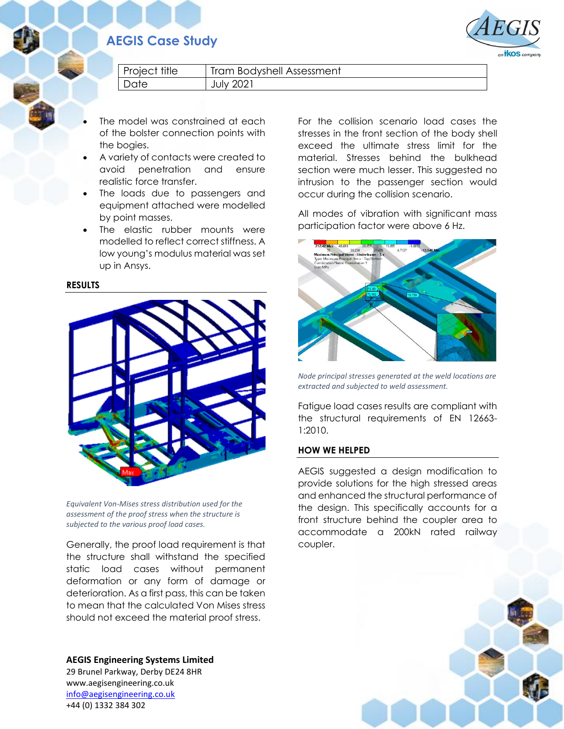# AEGIS Case Study

| | |
|---|---|
| Project title | Tram Bodyshell Assessment |
| Date | July 2021 |

- The model was constrained at each of the bolster connection points with the bogies.
- A variety of contacts were created to avoid penetration and ensure realistic force transfer.
- The loads due to passengers and equipment attached were modelled by point masses.
- The elastic rubber mounts were modelled to reflect correct stiffness. A low young's modulus material was set up in Ansys.

## RESULTS

*Equivalent Von-Mises stress distribution used for the assessment of the proof stress when the structure is subjected to the various proof load cases.*

Generally, the proof load requirement is that the structure shall withstand the specified static load cases without permanent deformation or any form of damage or deterioration. As a first pass, this can be taken to mean that the calculated Von Mises stress should not exceed the material proof stress.

For the collision scenario load cases the stresses in the front section of the body shell exceed the ultimate stress limit for the material. Stresses behind the bulkhead section were much lesser. This suggested no intrusion to the passenger section would occur during the collision scenario.

All modes of vibration with significant mass participation factor were above 6 Hz.

*Node principal stresses generated at the weld locations are extracted and subjected to weld assessment.*

Fatigue load cases results are compliant with the structural requirements of EN 12663-1:2010.

## HOW WE HELPED

AEGIS suggested a design modification to provide solutions for the high stressed areas and enhanced the structural performance of the design. This specifically accounts for a front structure behind the coupler area to accommodate a 200kN rated railway coupler.

**AEGIS Engineering Systems Limited**
29 Brunel Parkway, Derby DE24 8HR
www.aegisengineering.co.uk
info@aegisengineering.co.uk
+44 (0) 1332 384 302